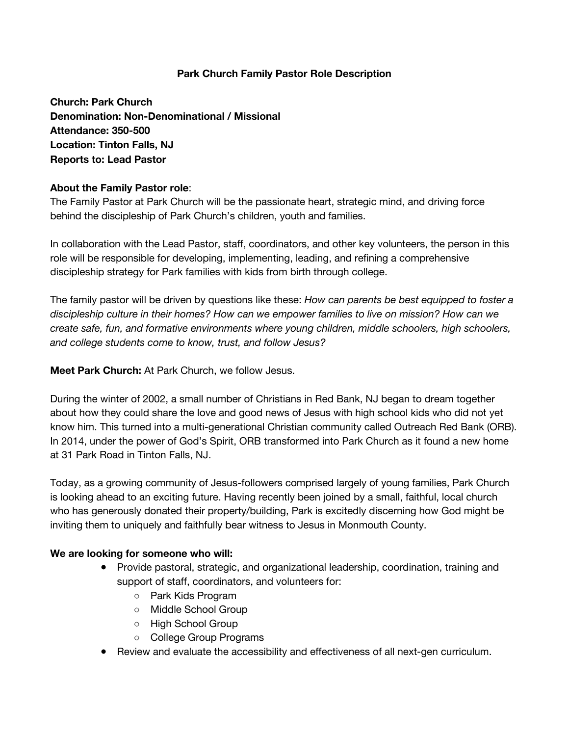# Park Church Family Pastor Role Description

**Church: Park Church**
**Denomination: Non-Denominational / Missional**
**Attendance: 350-500**
**Location: Tinton Falls, NJ**
**Reports to: Lead Pastor**

**About the Family Pastor role**:
The Family Pastor at Park Church will be the passionate heart, strategic mind, and driving force behind the discipleship of Park Church's children, youth and families.

In collaboration with the Lead Pastor, staff, coordinators, and other key volunteers, the person in this role will be responsible for developing, implementing, leading, and refining a comprehensive discipleship strategy for Park families with kids from birth through college.

The family pastor will be driven by questions like these: *How can parents be best equipped to foster a discipleship culture in their homes? How can we empower families to live on mission? How can we create safe, fun, and formative environments where young children, middle schoolers, high schoolers, and college students come to know, trust, and follow Jesus?*

**Meet Park Church:** At Park Church, we follow Jesus.

During the winter of 2002, a small number of Christians in Red Bank, NJ began to dream together about how they could share the love and good news of Jesus with high school kids who did not yet know him. This turned into a multi-generational Christian community called Outreach Red Bank (ORB). In 2014, under the power of God's Spirit, ORB transformed into Park Church as it found a new home at 31 Park Road in Tinton Falls, NJ.

Today, as a growing community of Jesus-followers comprised largely of young families, Park Church is looking ahead to an exciting future. Having recently been joined by a small, faithful, local church who has generously donated their property/building, Park is excitedly discerning how God might be inviting them to uniquely and faithfully bear witness to Jesus in Monmouth County.

**We are looking for someone who will:**

- Provide pastoral, strategic, and organizational leadership, coordination, training and support of staff, coordinators, and volunteers for:
    - Park Kids Program
    - Middle School Group
    - High School Group
    - College Group Programs
- Review and evaluate the accessibility and effectiveness of all next-gen curriculum.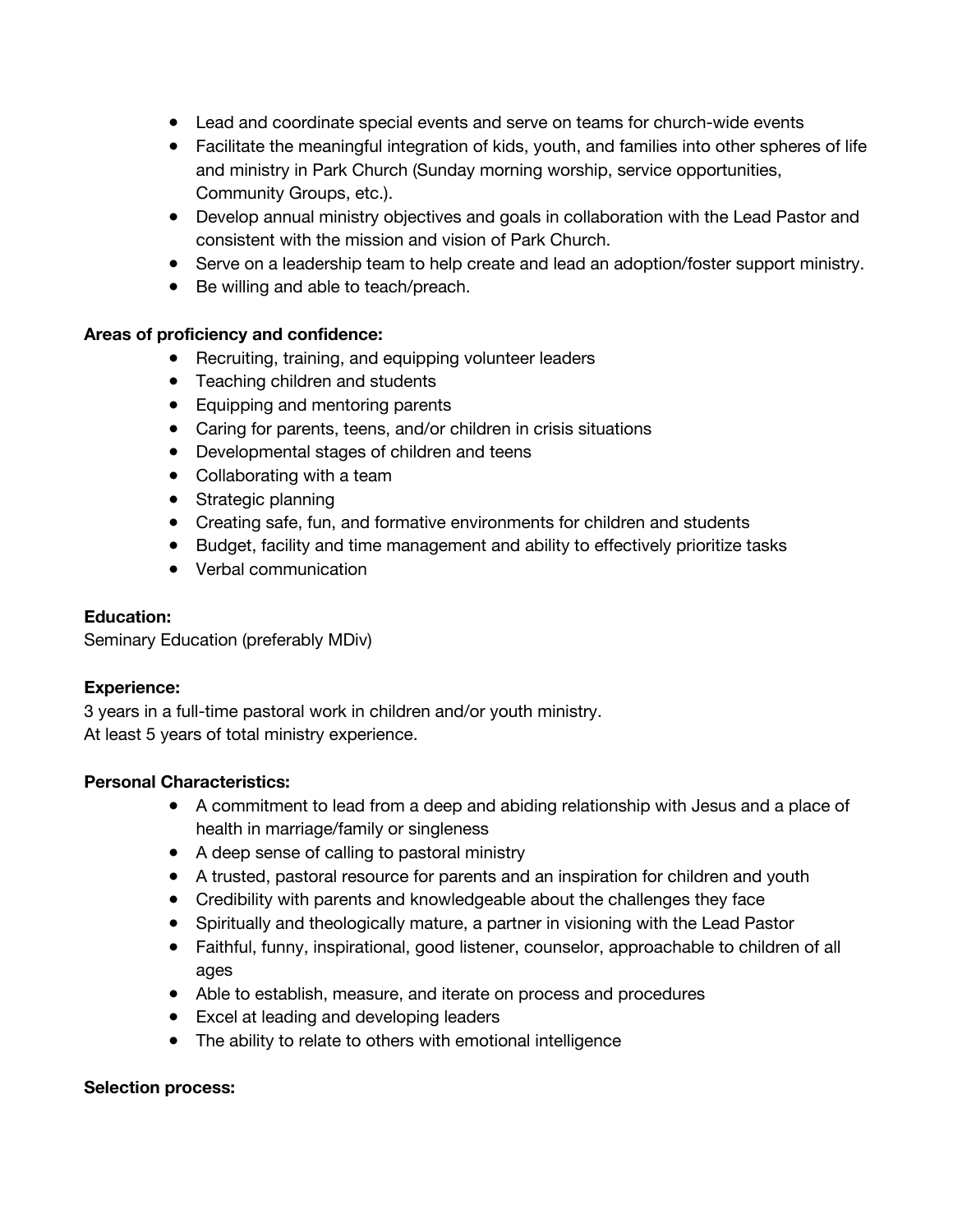- Lead and coordinate special events and serve on teams for church-wide events
- Facilitate the meaningful integration of kids, youth, and families into other spheres of life and ministry in Park Church (Sunday morning worship, service opportunities, Community Groups, etc.).
- Develop annual ministry objectives and goals in collaboration with the Lead Pastor and consistent with the mission and vision of Park Church.
- Serve on a leadership team to help create and lead an adoption/foster support ministry.
- Be willing and able to teach/preach.

**Areas of proficiency and confidence:**

- Recruiting, training, and equipping volunteer leaders
- Teaching children and students
- Equipping and mentoring parents
- Caring for parents, teens, and/or children in crisis situations
- Developmental stages of children and teens
- Collaborating with a team
- Strategic planning
- Creating safe, fun, and formative environments for children and students
- Budget, facility and time management and ability to effectively prioritize tasks
- Verbal communication

**Education:**

Seminary Education (preferably MDiv)

**Experience:**

3 years in a full-time pastoral work in children and/or youth ministry.
At least 5 years of total ministry experience.

**Personal Characteristics:**

- A commitment to lead from a deep and abiding relationship with Jesus and a place of health in marriage/family or singleness
- A deep sense of calling to pastoral ministry
- A trusted, pastoral resource for parents and an inspiration for children and youth
- Credibility with parents and knowledgeable about the challenges they face
- Spiritually and theologically mature, a partner in visioning with the Lead Pastor
- Faithful, funny, inspirational, good listener, counselor, approachable to children of all ages
- Able to establish, measure, and iterate on process and procedures
- Excel at leading and developing leaders
- The ability to relate to others with emotional intelligence

**Selection process:**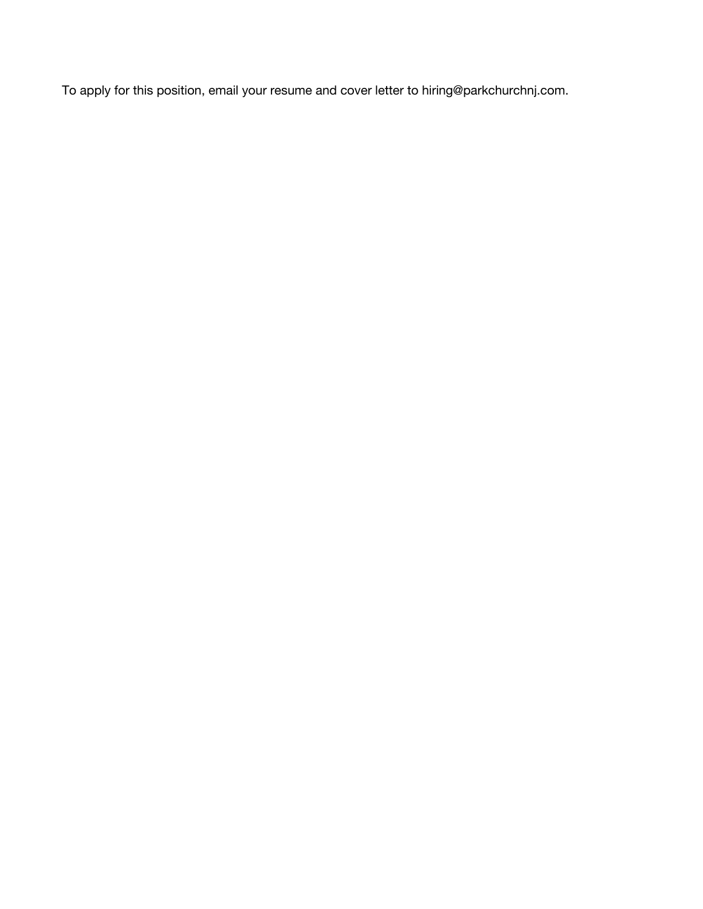To apply for this position, email your resume and cover letter to hiring@parkchurchnj.com.